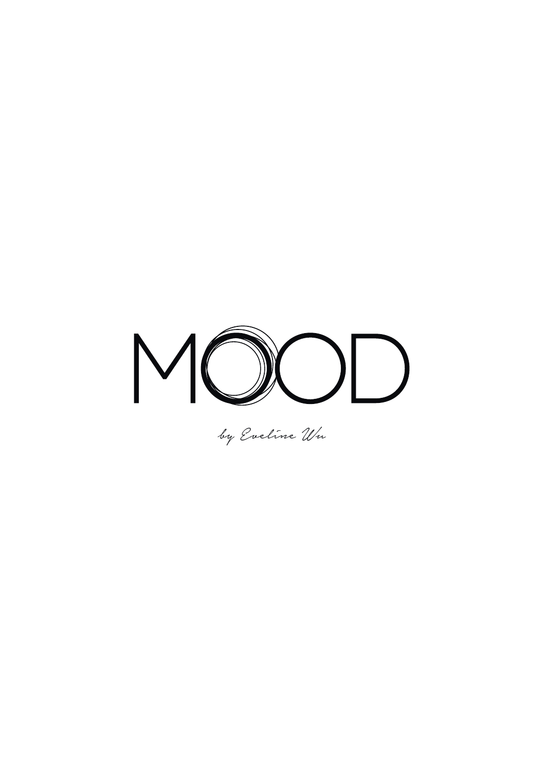# MOOD

*by Eveline Wu*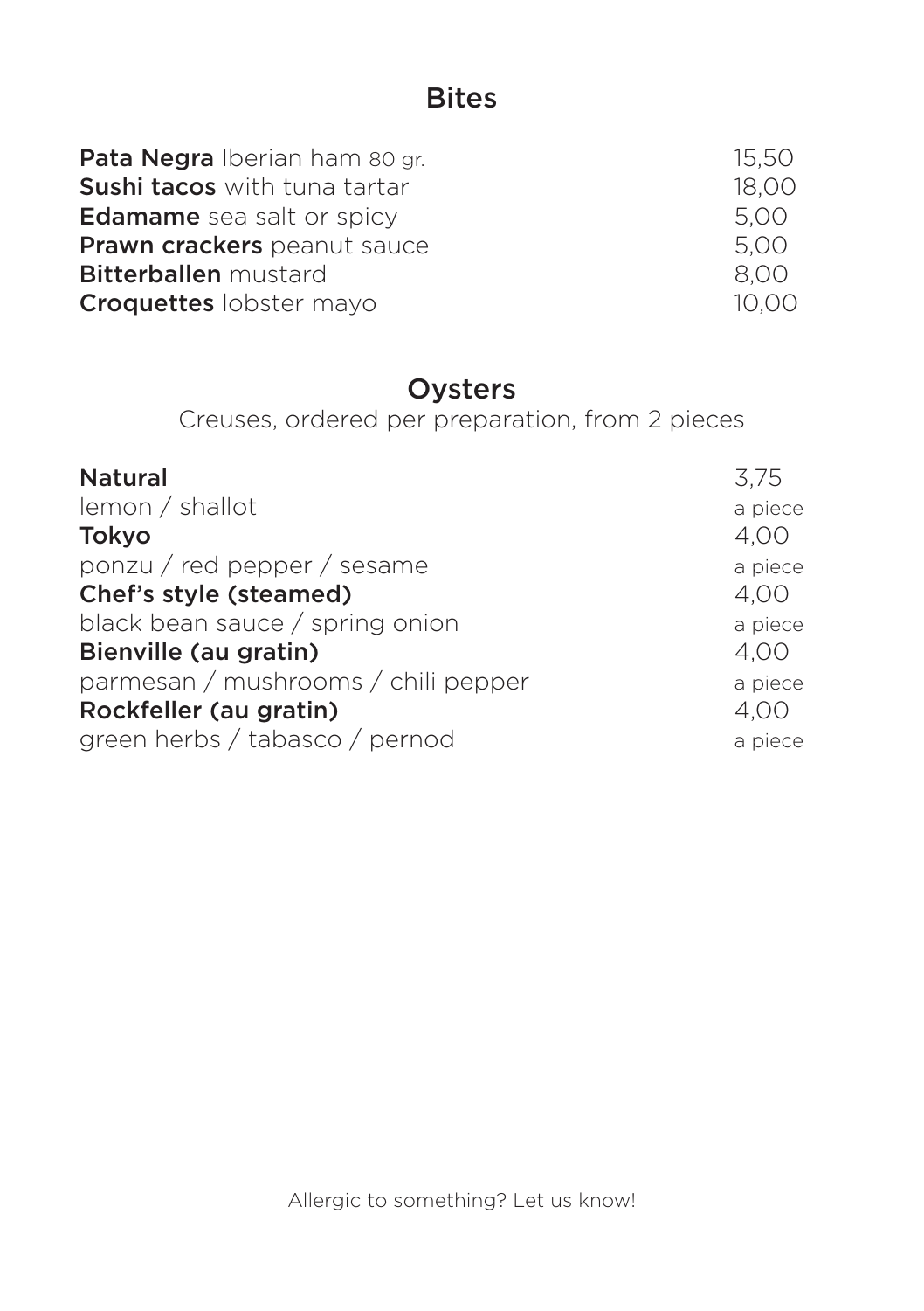## Bites

| | |
|---|---|
| **Pata Negra** Iberian ham 80 gr. | 15,50 |
| **Sushi tacos** with tuna tartar | 18,00 |
| **Edamame** sea salt or spicy | 5,00 |
| **Prawn crackers** peanut sauce | 5,00 |
| **Bitterballen** mustard | 8,00 |
| **Croquettes** lobster mayo | 10,00 |

## Oysters

Creuses, ordered per preparation, from 2 pieces

| | |
|---|---|
| **Natural** | 3,75 |
| lemon / shallot | a piece |
| **Tokyo** | 4,00 |
| ponzu / red pepper / sesame | a piece |
| **Chef's style (steamed)** | 4,00 |
| black bean sauce / spring onion | a piece |
| **Bienville (au gratin)** | 4,00 |
| parmesan / mushrooms / chili pepper | a piece |
| **Rockfeller (au gratin)** | 4,00 |
| green herbs / tabasco / pernod | a piece |

Allergic to something? Let us know!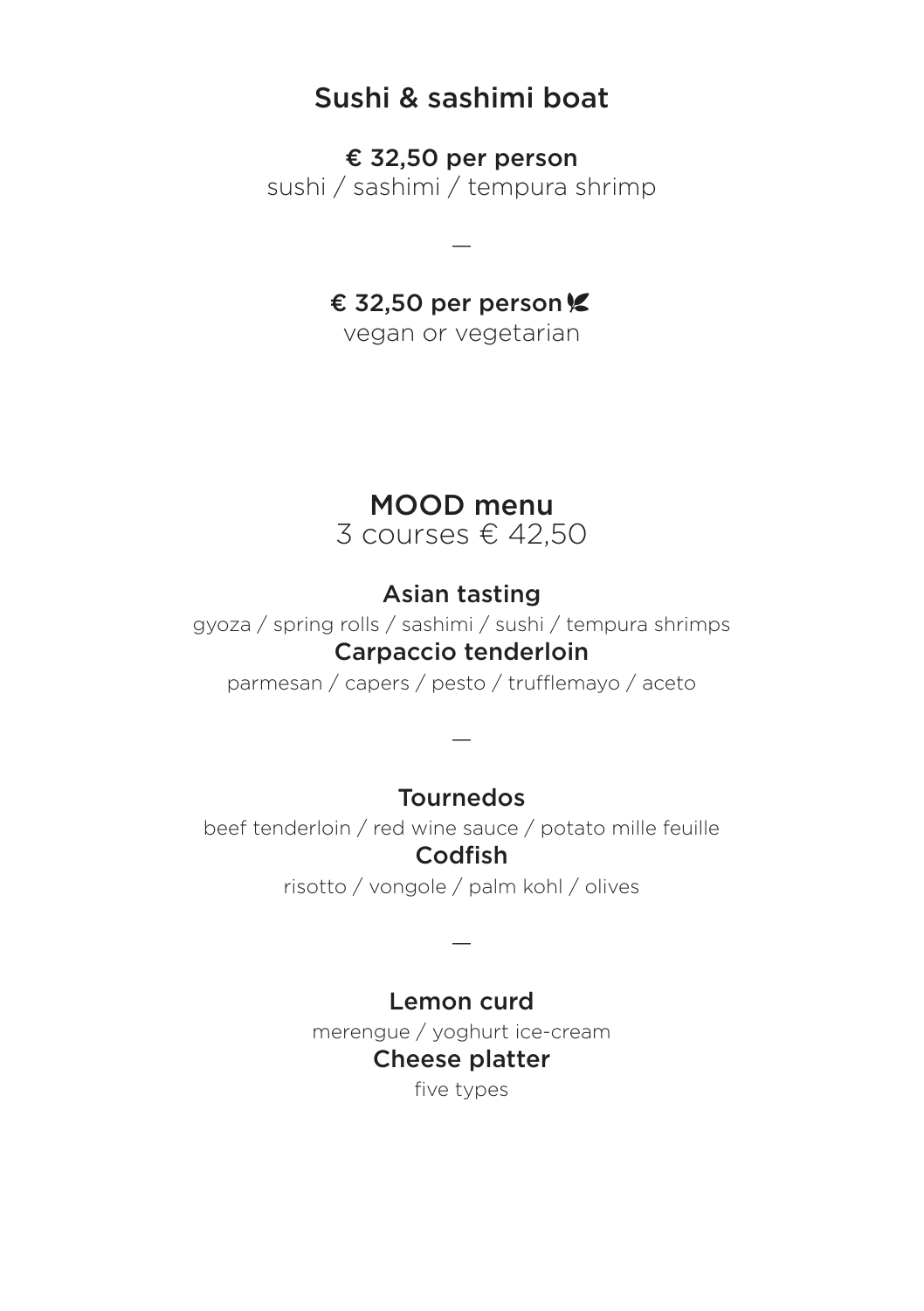## Sushi & sashimi boat

**€ 32,50 per person**
sushi / sashimi / tempura shrimp

—

**€ 32,50 per person**
vegan or vegetarian

## MOOD menu

3 courses € 42,50

**Asian tasting**
gyoza / spring rolls / sashimi / sushi / tempura shrimps

**Carpaccio tenderloin**
parmesan / capers / pesto / trufflemayo / aceto

—

**Tournedos**
beef tenderloin / red wine sauce / potato mille feuille

**Codfish**
risotto / vongole / palm kohl / olives

—

**Lemon curd**
merengue / yoghurt ice-cream

**Cheese platter**
five types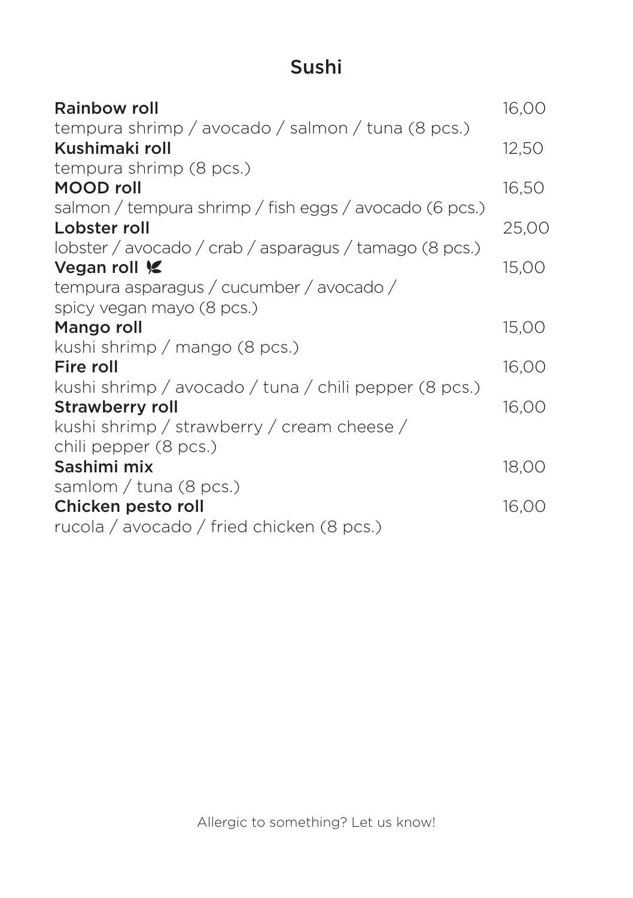# Sushi

**Rainbow roll** 16,00
tempura shrimp / avocado / salmon / tuna (8 pcs.)

**Kushimaki roll** 12,50
tempura shrimp (8 pcs.)

**MOOD roll** 16,50
salmon / tempura shrimp / fish eggs / avocado (6 pcs.)

**Lobster roll** 25,00
lobster / avocado / crab / asparagus / tamago (8 pcs.)

**Vegan roll** 🌿 15,00
tempura asparagus / cucumber / avocado / spicy vegan mayo (8 pcs.)

**Mango roll** 15,00
kushi shrimp / mango (8 pcs.)

**Fire roll** 16,00
kushi shrimp / avocado / tuna / chili pepper (8 pcs.)

**Strawberry roll** 16,00
kushi shrimp / strawberry / cream cheese / chili pepper (8 pcs.)

**Sashimi mix** 18,00
samlom / tuna (8 pcs.)

**Chicken pesto roll** 16,00
rucola / avocado / fried chicken (8 pcs.)

Allergic to something? Let us know!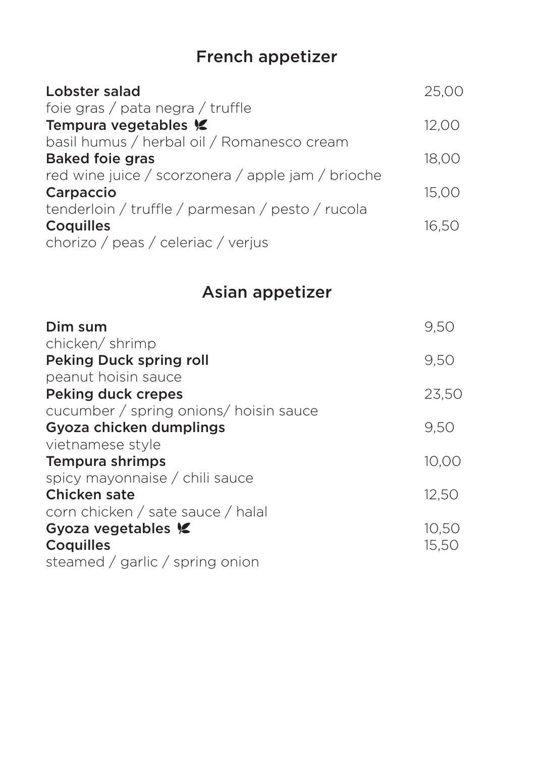## French appetizer

**Lobster salad** 25,00
foie gras / pata negra / truffle

**Tempura vegetables** 🌿 12,00
basil humus / herbal oil / Romanesco cream

**Baked foie gras** 18,00
red wine juice / scorzonera / apple jam / brioche

**Carpaccio** 15,00
tenderloin / truffle / parmesan / pesto / rucola

**Coquilles** 16,50
chorizo / peas / celeriac / verjus

## Asian appetizer

**Dim sum** 9,50
chicken/ shrimp

**Peking Duck spring roll** 9,50
peanut hoisin sauce

**Peking duck crepes** 23,50
cucumber / spring onions/ hoisin sauce

**Gyoza chicken dumplings** 9,50
vietnamese style

**Tempura shrimps** 10,00
spicy mayonnaise / chili sauce

**Chicken sate** 12,50
corn chicken / sate sauce / halal

**Gyoza vegetables** 🌿 10,50

**Coquilles** 15,50
steamed / garlic / spring onion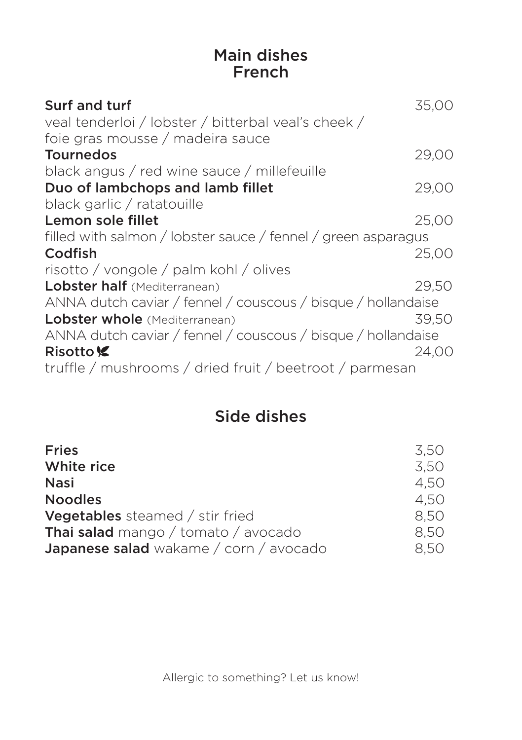## Main dishes
## French

**Surf and turf** 35,00
veal tenderloi / lobster / bitterbal veal's cheek / foie gras mousse / madeira sauce

**Tournedos** 29,00
black angus / red wine sauce / millefeuille

**Duo of lambchops and lamb fillet** 29,00
black garlic / ratatouille

**Lemon sole fillet** 25,00
filled with salmon / lobster sauce / fennel / green asparagus

**Codfish** 25,00
risotto / vongole / palm kohl / olives

**Lobster half** (Mediterranean) 29,50
ANNA dutch caviar / fennel / couscous / bisque / hollandaise

**Lobster whole** (Mediterranean) 39,50
ANNA dutch caviar / fennel / couscous / bisque / hollandaise

**Risotto** 24,00
truffle / mushrooms / dried fruit / beetroot / parmesan

## Side dishes

| | |
|---|---|
| **Fries** | 3,50 |
| **White rice** | 3,50 |
| **Nasi** | 4,50 |
| **Noodles** | 4,50 |
| **Vegetables** steamed / stir fried | 8,50 |
| **Thai salad** mango / tomato / avocado | 8,50 |
| **Japanese salad** wakame / corn / avocado | 8,50 |

Allergic to something? Let us know!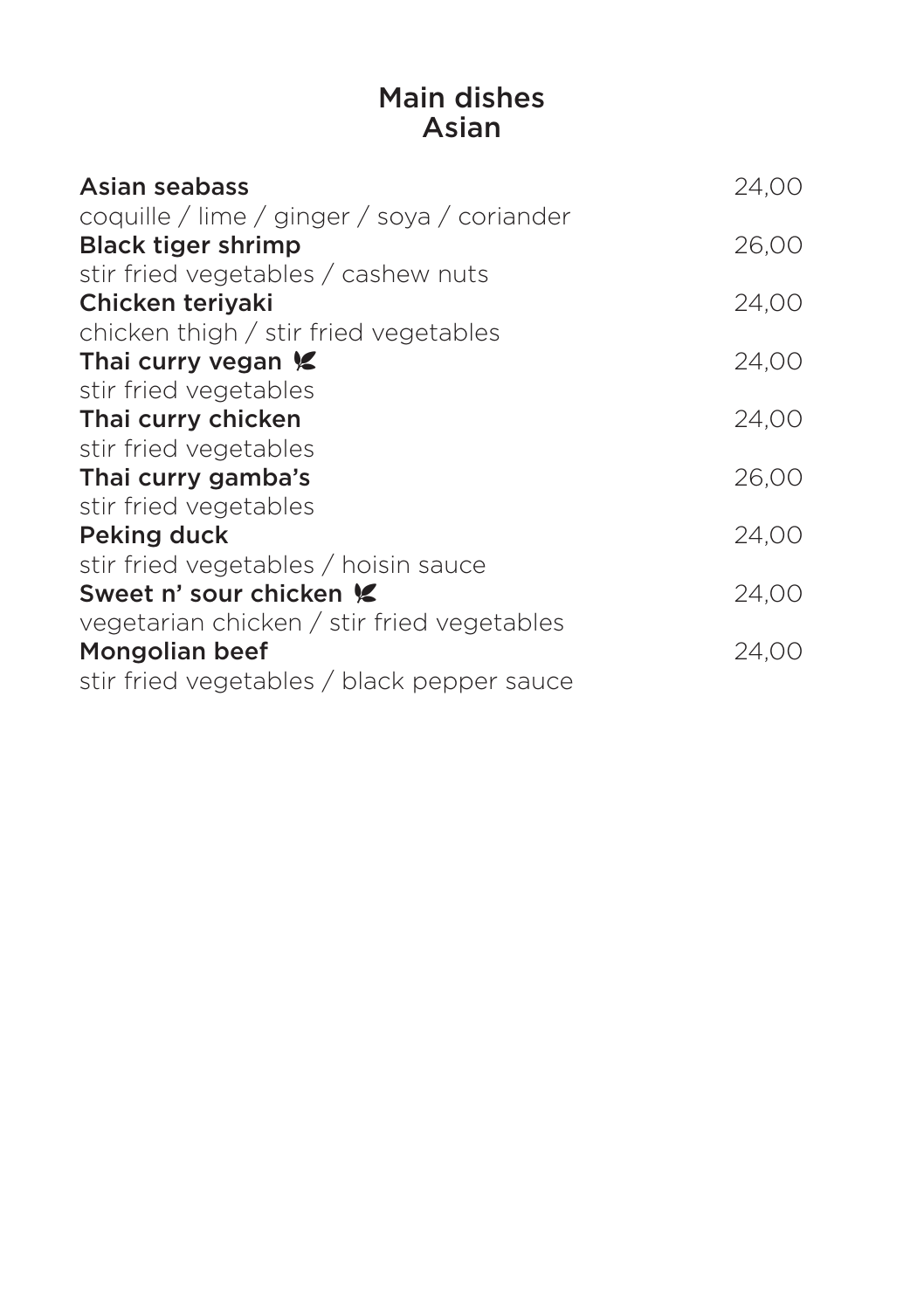## Main dishes
## Asian

**Asian seabass** 24,00
coquille / lime / ginger / soya / coriander

**Black tiger shrimp** 26,00
stir fried vegetables / cashew nuts

**Chicken teriyaki** 24,00
chicken thigh / stir fried vegetables

**Thai curry vegan** 🌿 24,00
stir fried vegetables

**Thai curry chicken** 24,00
stir fried vegetables

**Thai curry gamba's** 26,00
stir fried vegetables

**Peking duck** 24,00
stir fried vegetables / hoisin sauce

**Sweet n' sour chicken** 🌿 24,00
vegetarian chicken / stir fried vegetables

**Mongolian beef** 24,00
stir fried vegetables / black pepper sauce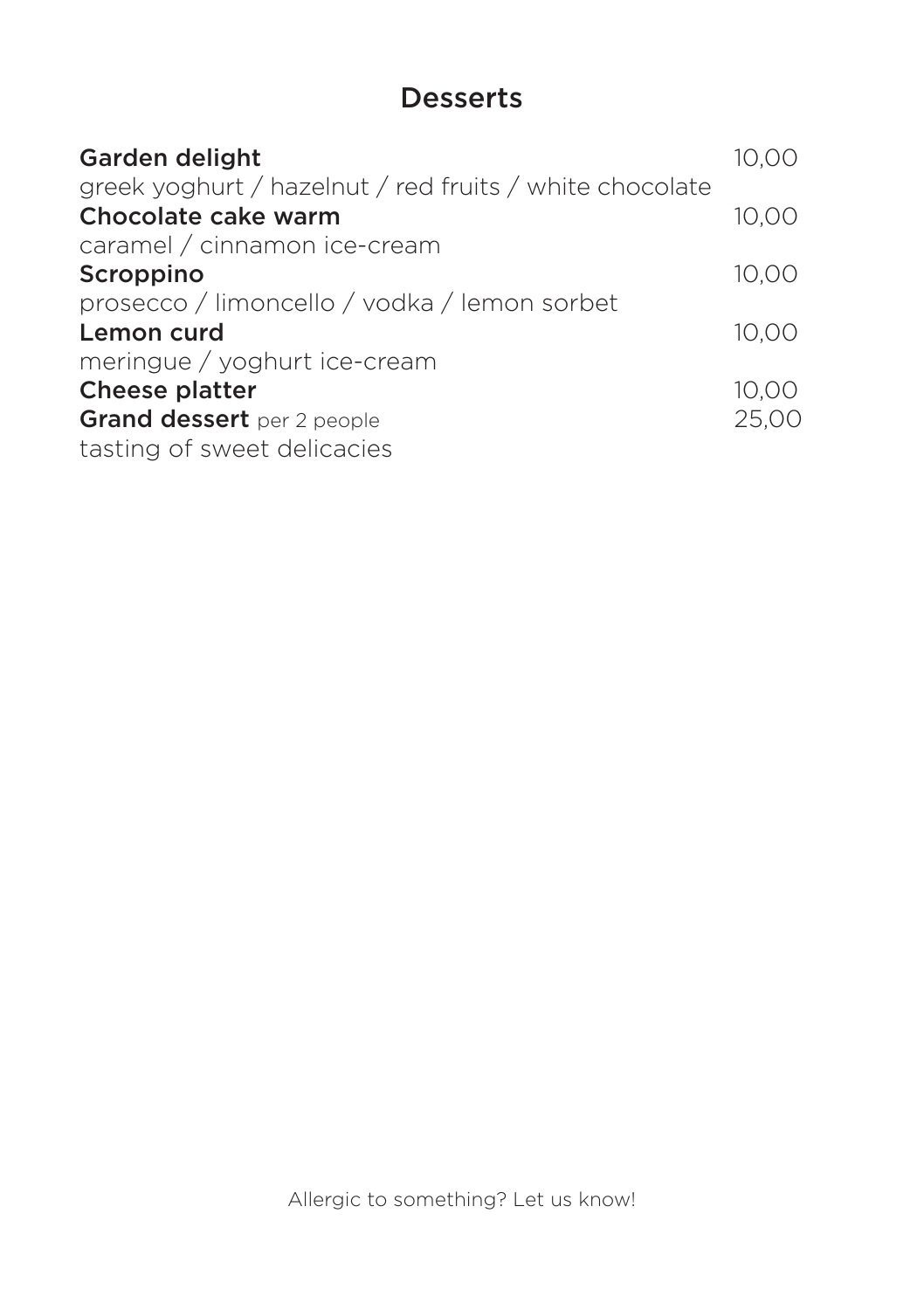# Desserts

**Garden delight** 10,00
greek yoghurt / hazelnut / red fruits / white chocolate

**Chocolate cake warm** 10,00
caramel / cinnamon ice-cream

**Scroppino** 10,00
prosecco / limoncello / vodka / lemon sorbet

**Lemon curd** 10,00
meringue / yoghurt ice-cream

**Cheese platter** 10,00

**Grand dessert** per 2 people 25,00
tasting of sweet delicacies

Allergic to something? Let us know!